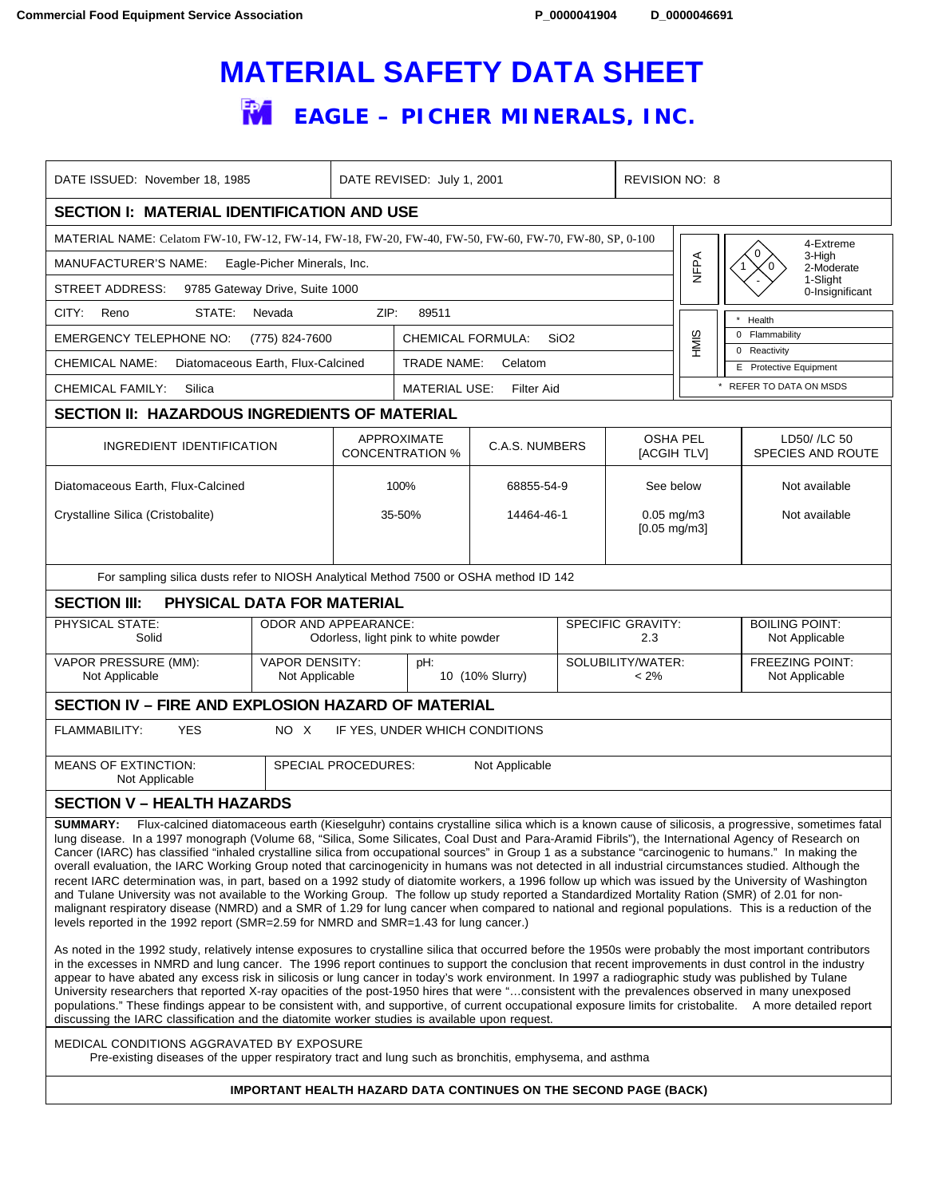# MATERIAL SAFETY DATA SHEET

## EAGLE – PICHER MINERALS, INC.

| DATE ISSUED: November 18, 1985 | DATE REVISED: July 1, 2001 | REVISION NO: 8 |
|---|---|---|

## SECTION I: MATERIAL IDENTIFICATION AND USE

MATERIAL NAME: Celatom FW-10, FW-12, FW-14, FW-18, FW-20, FW-40, FW-50, FW-60, FW-70, FW-80, SP, 0-100

MANUFACTURER'S NAME: Eagle-Picher Minerals, Inc.

STREET ADDRESS: 9785 Gateway Drive, Suite 1000

CITY: Reno STATE: Nevada ZIP: 89511

| | |
|---|---|
| EMERGENCY TELEPHONE NO: (775) 824-7600 | CHEMICAL FORMULA: $SiO_2$ |
| CHEMICAL NAME: Diatomaceous Earth, Flux-Calcined | TRADE NAME: Celatom |
| CHEMICAL FAMILY: Silica | MATERIAL USE: Filter Aid |

**NFPA:** Health 1, Flammability 0, Reactivity 0, Special -
(4-Extreme, 3-High, 2-Moderate, 1-Slight, 0-Insignificant)

**HMIS:**

| | |
|---|---|
| * | Health |
| 0 | Flammability |
| 0 | Reactivity |
| E | Protective Equipment |

\* REFER TO DATA ON MSDS

## SECTION II: HAZARDOUS INGREDIENTS OF MATERIAL

| INGREDIENT IDENTIFICATION | APPROXIMATE CONCENTRATION % | C.A.S. NUMBERS | OSHA PEL [ACGIH TLV] | LD50/ /LC 50 SPECIES AND ROUTE |
|---|---|---|---|---|
| Diatomaceous Earth, Flux-Calcined | 100% | 68855-54-9 | See below | Not available |
| Crystalline Silica (Cristobalite) | 35-50% | 14464-46-1 | 0.05 mg/m3 [0.05 mg/m3] | Not available |

For sampling silica dusts refer to NIOSH Analytical Method 7500 or OSHA method ID 142

## SECTION III: PHYSICAL DATA FOR MATERIAL

| PHYSICAL STATE: | ODOR AND APPEARANCE: | SPECIFIC GRAVITY: | BOILING POINT: |
|---|---|---|---|
| Solid | Odorless, light pink to white powder | 2.3 | Not Applicable |

| VAPOR PRESSURE (MM): | VAPOR DENSITY: | pH: | SOLUBILITY/WATER: | FREEZING POINT: |
|---|---|---|---|---|
| Not Applicable | Not Applicable | 10 (10% Slurry) | < 2% | Not Applicable |

## SECTION IV – FIRE AND EXPLOSION HAZARD OF MATERIAL

FLAMMABILITY: YES NO X IF YES, UNDER WHICH CONDITIONS

| MEANS OF EXTINCTION: | SPECIAL PROCEDURES: |
|---|---|
| Not Applicable | Not Applicable |

## SECTION V – HEALTH HAZARDS

**SUMMARY:** Flux-calcined diatomaceous earth (Kieselguhr) contains crystalline silica which is a known cause of silicosis, a progressive, sometimes fatal lung disease. In a 1997 monograph (Volume 68, "Silica, Some Silicates, Coal Dust and Para-Aramid Fibrils"), the International Agency of Research on Cancer (IARC) has classified "inhaled crystalline silica from occupational sources" in Group 1 as a substance "carcinogenic to humans." In making the overall evaluation, the IARC Working Group noted that carcinogenicity in humans was not detected in all industrial circumstances studied. Although the recent IARC determination was, in part, based on a 1992 study of diatomite workers, a 1996 follow up which was issued by the University of Washington and Tulane University was not available to the Working Group. The follow up study reported a Standardized Mortality Ration (SMR) of 2.01 for non-malignant respiratory disease (NMRD) and a SMR of 1.29 for lung cancer when compared to national and regional populations. This is a reduction of the levels reported in the 1992 report (SMR=2.59 for NMRD and SMR=1.43 for lung cancer.)

As noted in the 1992 study, relatively intense exposures to crystalline silica that occurred before the 1950s were probably the most important contributors in the excesses in NMRD and lung cancer. The 1996 report continues to support the conclusion that recent improvements in dust control in the industry appear to have abated any excess risk in silicosis or lung cancer in today's work environment. In 1997 a radiographic study was published by Tulane University researchers that reported X-ray opacities of the post-1950 hires that were "...consistent with the prevalences observed in many unexposed populations." These findings appear to be consistent with, and supportive of, current occupational exposure limits for cristobalite. A more detailed report discussing the IARC classification and the diatomite worker studies is available upon request.

MEDICAL CONDITIONS AGGRAVATED BY EXPOSURE

Pre-existing diseases of the upper respiratory tract and lung such as bronchitis, emphysema, and asthma

**IMPORTANT HEALTH HAZARD DATA CONTINUES ON THE SECOND PAGE (BACK)**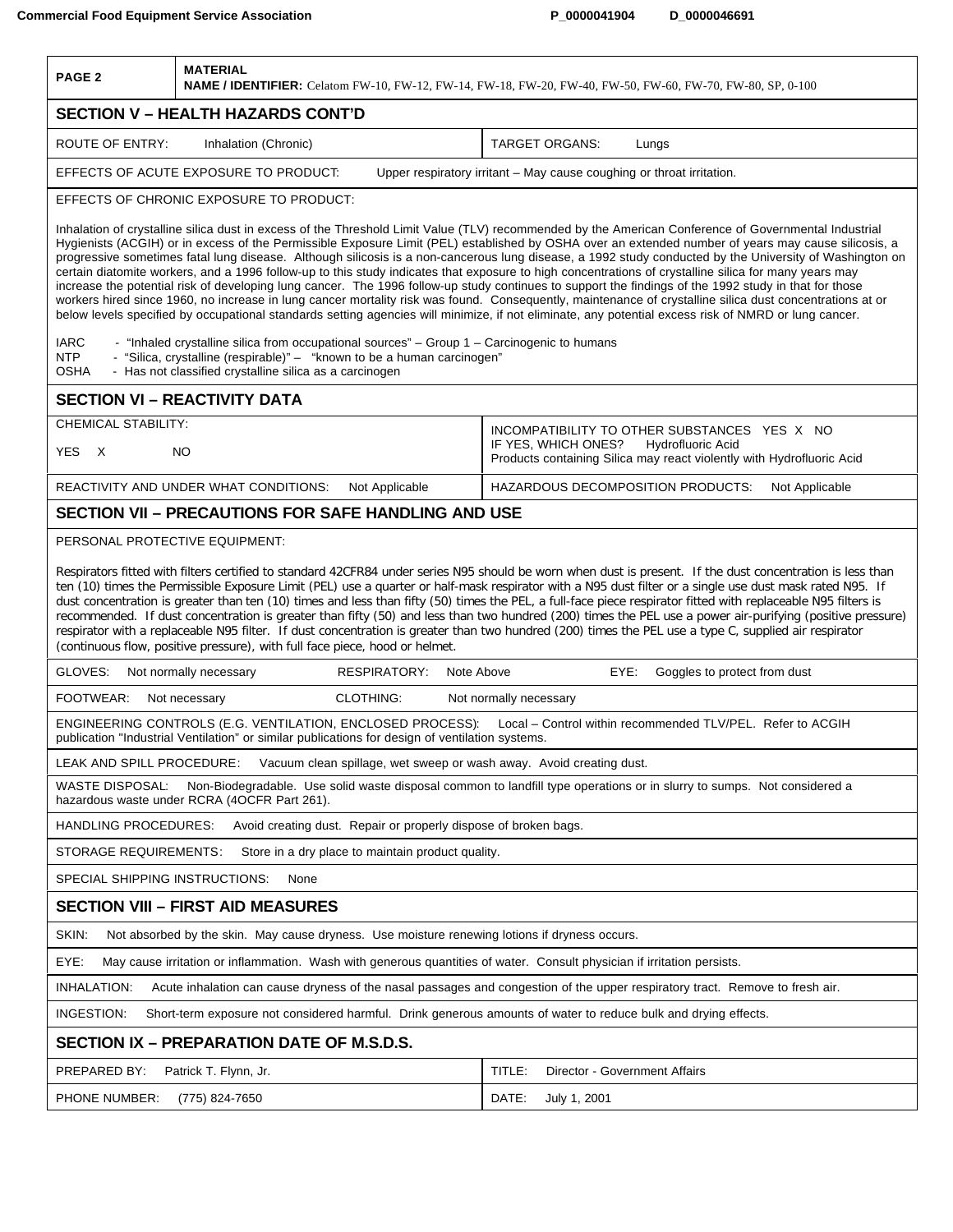| PAGE 2 | **MATERIAL NAME / IDENTIFIER:** Celatom FW-10, FW-12, FW-14, FW-18, FW-20, FW-40, FW-50, FW-60, FW-70, FW-80, SP, 0-100 |
|---|---|

## SECTION V – HEALTH HAZARDS CONT'D

| | |
|---|---|
| ROUTE OF ENTRY: Inhalation (Chronic) | TARGET ORGANS: Lungs |

EFFECTS OF ACUTE EXPOSURE TO PRODUCT: Upper respiratory irritant – May cause coughing or throat irritation.

EFFECTS OF CHRONIC EXPOSURE TO PRODUCT:

Inhalation of crystalline silica dust in excess of the Threshold Limit Value (TLV) recommended by the American Conference of Governmental Industrial Hygienists (ACGIH) or in excess of the Permissible Exposure Limit (PEL) established by OSHA over an extended number of years may cause silicosis, a progressive sometimes fatal lung disease. Although silicosis is a non-cancerous lung disease, a 1992 study conducted by the University of Washington on certain diatomite workers, and a 1996 follow-up to this study indicates that exposure to high concentrations of crystalline silica for many years may increase the potential risk of developing lung cancer. The 1996 follow-up study continues to support the findings of the 1992 study in that for those workers hired since 1960, no increase in lung cancer mortality risk was found. Consequently, maintenance of crystalline silica dust concentrations at or below levels specified by occupational standards setting agencies will minimize, if not eliminate, any potential excess risk of NMRD or lung cancer.

IARC - "Inhaled crystalline silica from occupational sources" – Group 1 – Carcinogenic to humans
NTP - "Silica, crystalline (respirable)" – "known to be a human carcinogen"
OSHA - Has not classified crystalline silica as a carcinogen

## SECTION VI – REACTIVITY DATA

| | |
|---|---|
| CHEMICAL STABILITY: YES X NO | INCOMPATIBILITY TO OTHER SUBSTANCES YES X NO<br>IF YES, WHICH ONES? Hydrofluoric Acid<br>Products containing Silica may react violently with Hydrofluoric Acid |
| REACTIVITY AND UNDER WHAT CONDITIONS: Not Applicable | HAZARDOUS DECOMPOSITION PRODUCTS: Not Applicable |

## SECTION VII – PRECAUTIONS FOR SAFE HANDLING AND USE

PERSONAL PROTECTIVE EQUIPMENT:

Respirators fitted with filters certified to standard 42CFR84 under series N95 should be worn when dust is present. If the dust concentration is less than ten (10) times the Permissible Exposure Limit (PEL) use a quarter or half-mask respirator with a N95 dust filter or a single use dust mask rated N95. If dust concentration is greater than ten (10) times and less than fifty (50) times the PEL, a full-face piece respirator fitted with replaceable N95 filters is recommended. If dust concentration is greater than fifty (50) and less than two hundred (200) times the PEL use a power air-purifying (positive pressure) respirator with a replaceable N95 filter. If dust concentration is greater than two hundred (200) times the PEL use a type C, supplied air respirator (continuous flow, positive pressure), with full face piece, hood or helmet.

| | | |
|---|---|---|
| GLOVES: Not normally necessary | RESPIRATORY: Note Above | EYE: Goggles to protect from dust |
| FOOTWEAR: Not necessary | CLOTHING: Not normally necessary | |

ENGINEERING CONTROLS (E.G. VENTILATION, ENCLOSED PROCESS): Local – Control within recommended TLV/PEL. Refer to ACGIH publication "Industrial Ventilation" or similar publications for design of ventilation systems.

LEAK AND SPILL PROCEDURE: Vacuum clean spillage, wet sweep or wash away. Avoid creating dust.

WASTE DISPOSAL: Non-Biodegradable. Use solid waste disposal common to landfill type operations or in slurry to sumps. Not considered a hazardous waste under RCRA (4OCFR Part 261).

HANDLING PROCEDURES: Avoid creating dust. Repair or properly dispose of broken bags.

STORAGE REQUIREMENTS: Store in a dry place to maintain product quality.

SPECIAL SHIPPING INSTRUCTIONS: None

## SECTION VIII – FIRST AID MEASURES

SKIN: Not absorbed by the skin. May cause dryness. Use moisture renewing lotions if dryness occurs.

EYE: May cause irritation or inflammation. Wash with generous quantities of water. Consult physician if irritation persists.

INHALATION: Acute inhalation can cause dryness of the nasal passages and congestion of the upper respiratory tract. Remove to fresh air.

INGESTION: Short-term exposure not considered harmful. Drink generous amounts of water to reduce bulk and drying effects.

## SECTION IX – PREPARATION DATE OF M.S.D.S.

| | |
|---|---|
| PREPARED BY: Patrick T. Flynn, Jr. | TITLE: Director - Government Affairs |
| PHONE NUMBER: (775) 824-7650 | DATE: July 1, 2001 |